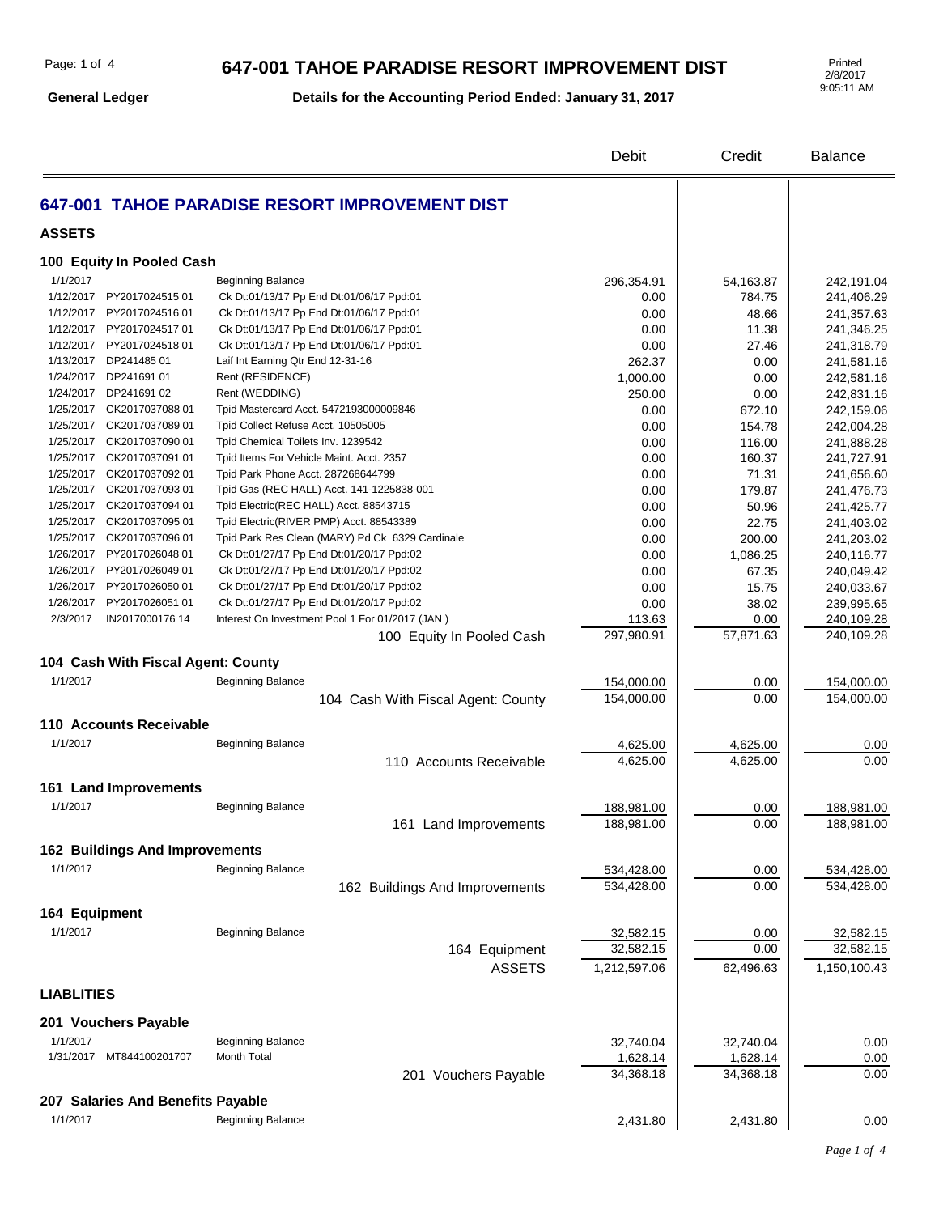# 647-001 TAHOE PARADISE RESORT IMPROVEMENT DIST

**General Ledger** — **Details for the Accounting Period Ended: January 31, 2017**

Printed 2/8/2017 9:05:11 AM

## 647-001 TAHOE PARADISE RESORT IMPROVEMENT DIST

### ASSETS

| Date | Reference | Description | Debit | Credit | Balance |
|---|---|---|---|---|---|
| **100 Equity In Pooled Cash** | | | | | |
| 1/1/2017 | | Beginning Balance | 296,354.91 | 54,163.87 | 242,191.04 |
| 1/12/2017 | PY2017024515 01 | Ck Dt:01/13/17 Pp End Dt:01/06/17 Ppd:01 | 0.00 | 784.75 | 241,406.29 |
| 1/12/2017 | PY2017024516 01 | Ck Dt:01/13/17 Pp End Dt:01/06/17 Ppd:01 | 0.00 | 48.66 | 241,357.63 |
| 1/12/2017 | PY2017024517 01 | Ck Dt:01/13/17 Pp End Dt:01/06/17 Ppd:01 | 0.00 | 11.38 | 241,346.25 |
| 1/12/2017 | PY2017024518 01 | Ck Dt:01/13/17 Pp End Dt:01/06/17 Ppd:01 | 0.00 | 27.46 | 241,318.79 |
| 1/13/2017 | DP241485 01 | Laif Int Earning Qtr End 12-31-16 | 262.37 | 0.00 | 241,581.16 |
| 1/24/2017 | DP241691 01 | Rent (RESIDENCE) | 1,000.00 | 0.00 | 242,581.16 |
| 1/24/2017 | DP241691 02 | Rent (WEDDING) | 250.00 | 0.00 | 242,831.16 |
| 1/25/2017 | CK2017037088 01 | Tpid Mastercard Acct. 5472193000009846 | 0.00 | 672.10 | 242,159.06 |
| 1/25/2017 | CK2017037089 01 | Tpid Collect Refuse Acct. 10505005 | 0.00 | 154.78 | 242,004.28 |
| 1/25/2017 | CK2017037090 01 | Tpid Chemical Toilets Inv. 1239542 | 0.00 | 116.00 | 241,888.28 |
| 1/25/2017 | CK2017037091 01 | Tpid Items For Vehicle Maint. Acct. 2357 | 0.00 | 160.37 | 241,727.91 |
| 1/25/2017 | CK2017037092 01 | Tpid Park Phone Acct. 287268644799 | 0.00 | 71.31 | 241,656.60 |
| 1/25/2017 | CK2017037093 01 | Tpid Gas (REC HALL) Acct. 141-1225838-001 | 0.00 | 179.87 | 241,476.73 |
| 1/25/2017 | CK2017037094 01 | Tpid Electric(REC HALL) Acct. 88543715 | 0.00 | 50.96 | 241,425.77 |
| 1/25/2017 | CK2017037095 01 | Tpid Electric(RIVER PMP) Acct. 88543389 | 0.00 | 22.75 | 241,403.02 |
| 1/25/2017 | CK2017037096 01 | Tpid Park Res Clean (MARY) Pd Ck 6329 Cardinale | 0.00 | 200.00 | 241,203.02 |
| 1/26/2017 | PY2017026048 01 | Ck Dt:01/27/17 Pp End Dt:01/20/17 Ppd:02 | 0.00 | 1,086.25 | 240,116.77 |
| 1/26/2017 | PY2017026049 01 | Ck Dt:01/27/17 Pp End Dt:01/20/17 Ppd:02 | 0.00 | 67.35 | 240,049.42 |
| 1/26/2017 | PY2017026050 01 | Ck Dt:01/27/17 Pp End Dt:01/20/17 Ppd:02 | 0.00 | 15.75 | 240,033.67 |
| 1/26/2017 | PY2017026051 01 | Ck Dt:01/27/17 Pp End Dt:01/20/17 Ppd:02 | 0.00 | 38.02 | 239,995.65 |
| 2/3/2017 | IN2017000176 14 | Interest On Investment Pool 1 For 01/2017 (JAN ) | 113.63 | 0.00 | 240,109.28 |
| | | 100 Equity In Pooled Cash | 297,980.91 | 57,871.63 | 240,109.28 |
| **104 Cash With Fiscal Agent: County** | | | | | |
| 1/1/2017 | | Beginning Balance | 154,000.00 | 0.00 | 154,000.00 |
| | | 104 Cash With Fiscal Agent: County | 154,000.00 | 0.00 | 154,000.00 |
| **110 Accounts Receivable** | | | | | |
| 1/1/2017 | | Beginning Balance | 4,625.00 | 4,625.00 | 0.00 |
| | | 110 Accounts Receivable | 4,625.00 | 4,625.00 | 0.00 |
| **161 Land Improvements** | | | | | |
| 1/1/2017 | | Beginning Balance | 188,981.00 | 0.00 | 188,981.00 |
| | | 161 Land Improvements | 188,981.00 | 0.00 | 188,981.00 |
| **162 Buildings And Improvements** | | | | | |
| 1/1/2017 | | Beginning Balance | 534,428.00 | 0.00 | 534,428.00 |
| | | 162 Buildings And Improvements | 534,428.00 | 0.00 | 534,428.00 |
| **164 Equipment** | | | | | |
| 1/1/2017 | | Beginning Balance | 32,582.15 | 0.00 | 32,582.15 |
| | | 164 Equipment | 32,582.15 | 0.00 | 32,582.15 |
| | | ASSETS | 1,212,597.06 | 62,496.63 | 1,150,100.43 |

### LIABLITIES

| Date | Reference | Description | Debit | Credit | Balance |
|---|---|---|---|---|---|
| **201 Vouchers Payable** | | | | | |
| 1/1/2017 | | Beginning Balance | 32,740.04 | 32,740.04 | 0.00 |
| 1/31/2017 | MT844100201707 | Month Total | 1,628.14 | 1,628.14 | 0.00 |
| | | 201 Vouchers Payable | 34,368.18 | 34,368.18 | 0.00 |
| **207 Salaries And Benefits Payable** | | | | | |
| 1/1/2017 | | Beginning Balance | 2,431.80 | 2,431.80 | 0.00 |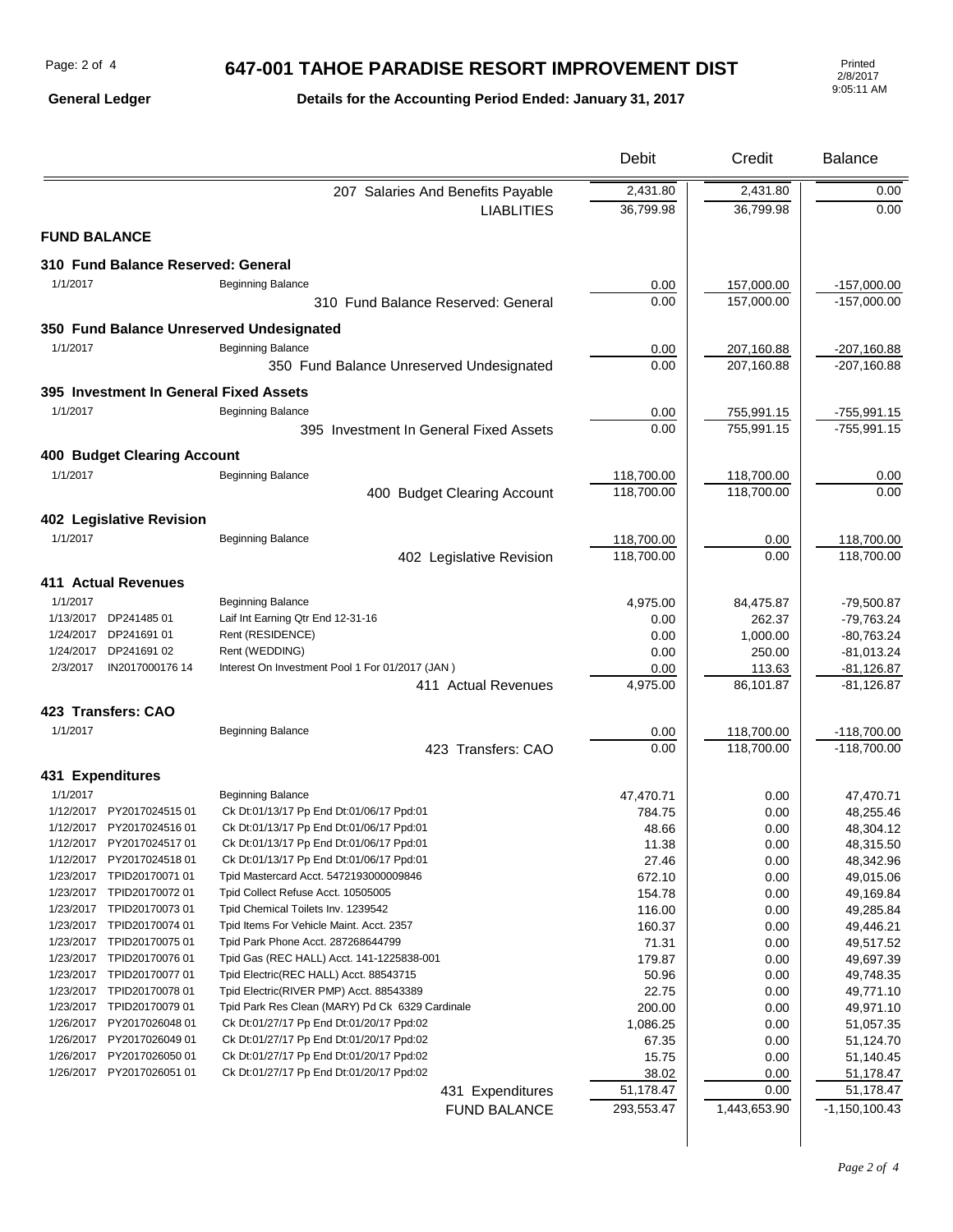# 647-001 TAHOE PARADISE RESORT IMPROVEMENT DIST

**General Ledger** — **Details for the Accounting Period Ended: January 31, 2017**

Printed 2/8/2017 9:05:11 AM

| Date | Reference | Description | Debit | Credit | Balance |
|---|---|---|---|---|---|
| | | 207 Salaries And Benefits Payable | 2,431.80 | 2,431.80 | 0.00 |
| | | LIABLITIES | 36,799.98 | 36,799.98 | 0.00 |
| **FUND BALANCE** | | | | | |
| **310 Fund Balance Reserved: General** | | | | | |
| 1/1/2017 | | Beginning Balance | 0.00 | 157,000.00 | -157,000.00 |
| | | 310 Fund Balance Reserved: General | 0.00 | 157,000.00 | -157,000.00 |
| **350 Fund Balance Unreserved Undesignated** | | | | | |
| 1/1/2017 | | Beginning Balance | 0.00 | 207,160.88 | -207,160.88 |
| | | 350 Fund Balance Unreserved Undesignated | 0.00 | 207,160.88 | -207,160.88 |
| **395 Investment In General Fixed Assets** | | | | | |
| 1/1/2017 | | Beginning Balance | 0.00 | 755,991.15 | -755,991.15 |
| | | 395 Investment In General Fixed Assets | 0.00 | 755,991.15 | -755,991.15 |
| **400 Budget Clearing Account** | | | | | |
| 1/1/2017 | | Beginning Balance | 118,700.00 | 118,700.00 | 0.00 |
| | | 400 Budget Clearing Account | 118,700.00 | 118,700.00 | 0.00 |
| **402 Legislative Revision** | | | | | |
| 1/1/2017 | | Beginning Balance | 118,700.00 | 0.00 | 118,700.00 |
| | | 402 Legislative Revision | 118,700.00 | 0.00 | 118,700.00 |
| **411 Actual Revenues** | | | | | |
| 1/1/2017 | | Beginning Balance | 4,975.00 | 84,475.87 | -79,500.87 |
| 1/13/2017 | DP241485 01 | Laif Int Earning Qtr End 12-31-16 | 0.00 | 262.37 | -79,763.24 |
| 1/24/2017 | DP241691 01 | Rent (RESIDENCE) | 0.00 | 1,000.00 | -80,763.24 |
| 1/24/2017 | DP241691 02 | Rent (WEDDING) | 0.00 | 250.00 | -81,013.24 |
| 2/3/2017 | IN2017000176 14 | Interest On Investment Pool 1 For 01/2017 (JAN ) | 0.00 | 113.63 | -81,126.87 |
| | | 411 Actual Revenues | 4,975.00 | 86,101.87 | -81,126.87 |
| **423 Transfers: CAO** | | | | | |
| 1/1/2017 | | Beginning Balance | 0.00 | 118,700.00 | -118,700.00 |
| | | 423 Transfers: CAO | 0.00 | 118,700.00 | -118,700.00 |
| **431 Expenditures** | | | | | |
| 1/1/2017 | | Beginning Balance | 47,470.71 | 0.00 | 47,470.71 |
| 1/12/2017 | PY2017024515 01 | Ck Dt:01/13/17 Pp End Dt:01/06/17 Ppd:01 | 784.75 | 0.00 | 48,255.46 |
| 1/12/2017 | PY2017024516 01 | Ck Dt:01/13/17 Pp End Dt:01/06/17 Ppd:01 | 48.66 | 0.00 | 48,304.12 |
| 1/12/2017 | PY2017024517 01 | Ck Dt:01/13/17 Pp End Dt:01/06/17 Ppd:01 | 11.38 | 0.00 | 48,315.50 |
| 1/12/2017 | PY2017024518 01 | Ck Dt:01/13/17 Pp End Dt:01/06/17 Ppd:01 | 27.46 | 0.00 | 48,342.96 |
| 1/23/2017 | TPID20170071 01 | Tpid Mastercard Acct. 5472193000009846 | 672.10 | 0.00 | 49,015.06 |
| 1/23/2017 | TPID20170072 01 | Tpid Collect Refuse Acct. 10505005 | 154.78 | 0.00 | 49,169.84 |
| 1/23/2017 | TPID20170073 01 | Tpid Chemical Toilets Inv. 1239542 | 116.00 | 0.00 | 49,285.84 |
| 1/23/2017 | TPID20170074 01 | Tpid Items For Vehicle Maint. Acct. 2357 | 160.37 | 0.00 | 49,446.21 |
| 1/23/2017 | TPID20170075 01 | Tpid Park Phone Acct. 287268644799 | 71.31 | 0.00 | 49,517.52 |
| 1/23/2017 | TPID20170076 01 | Tpid Gas (REC HALL) Acct. 141-1225838-001 | 179.87 | 0.00 | 49,697.39 |
| 1/23/2017 | TPID20170077 01 | Tpid Electric(REC HALL) Acct. 88543715 | 50.96 | 0.00 | 49,748.35 |
| 1/23/2017 | TPID20170078 01 | Tpid Electric(RIVER PMP) Acct. 88543389 | 22.75 | 0.00 | 49,771.10 |
| 1/23/2017 | TPID20170079 01 | Tpid Park Res Clean (MARY) Pd Ck 6329 Cardinale | 200.00 | 0.00 | 49,971.10 |
| 1/26/2017 | PY2017026048 01 | Ck Dt:01/27/17 Pp End Dt:01/20/17 Ppd:02 | 1,086.25 | 0.00 | 51,057.35 |
| 1/26/2017 | PY2017026049 01 | Ck Dt:01/27/17 Pp End Dt:01/20/17 Ppd:02 | 67.35 | 0.00 | 51,124.70 |
| 1/26/2017 | PY2017026050 01 | Ck Dt:01/27/17 Pp End Dt:01/20/17 Ppd:02 | 15.75 | 0.00 | 51,140.45 |
| 1/26/2017 | PY2017026051 01 | Ck Dt:01/27/17 Pp End Dt:01/20/17 Ppd:02 | 38.02 | 0.00 | 51,178.47 |
| | | 431 Expenditures | 51,178.47 | 0.00 | 51,178.47 |
| | | FUND BALANCE | 293,553.47 | 1,443,653.90 | -1,150,100.43 |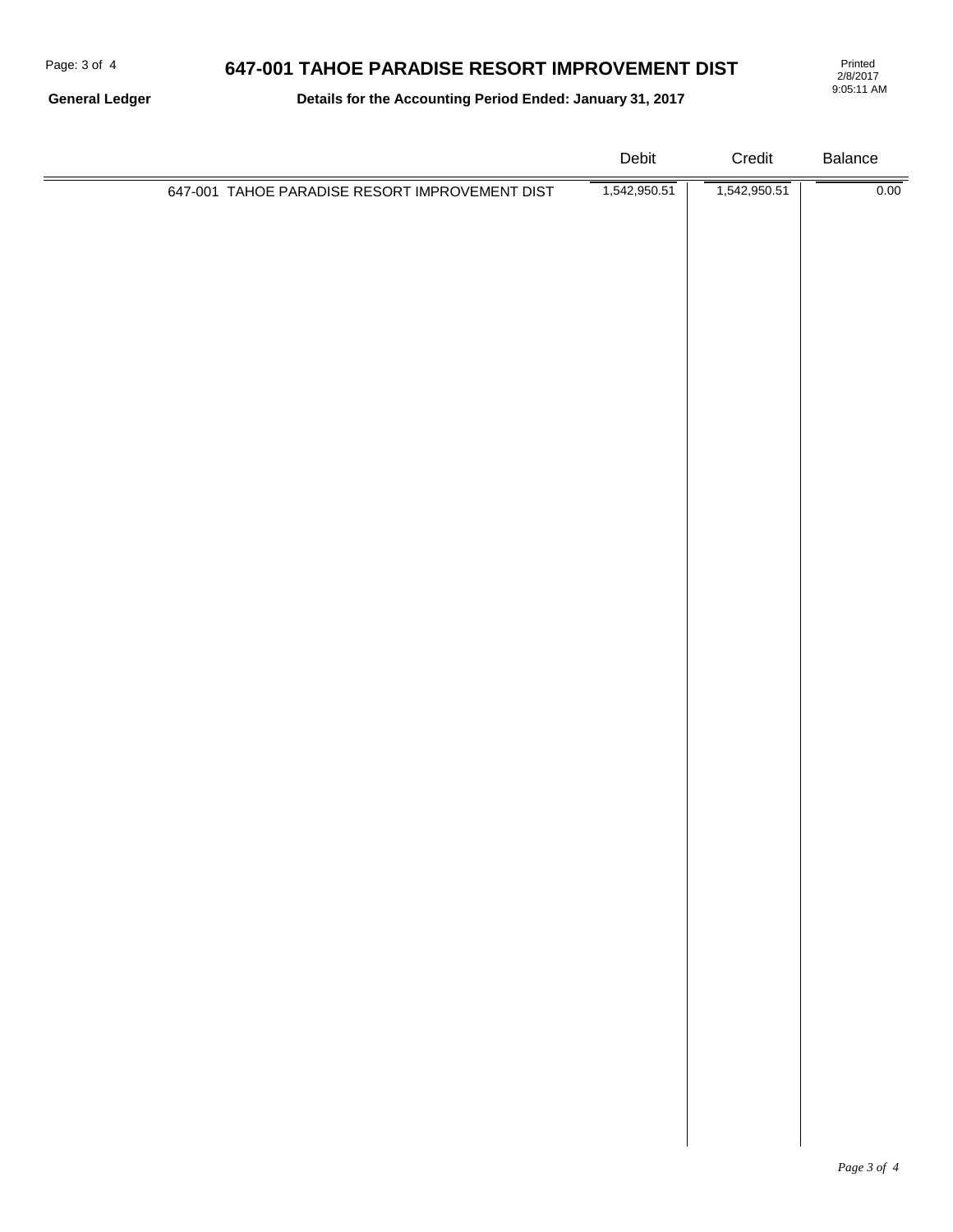# 647-001 TAHOE PARADISE RESORT IMPROVEMENT DIST

**General Ledger** **Details for the Accounting Period Ended: January 31, 2017**

Printed 2/8/2017 9:05:11 AM

| | Debit | Credit | Balance |
|---|---|---|---|
| 647-001 TAHOE PARADISE RESORT IMPROVEMENT DIST | 1,542,950.51 | 1,542,950.51 | 0.00 |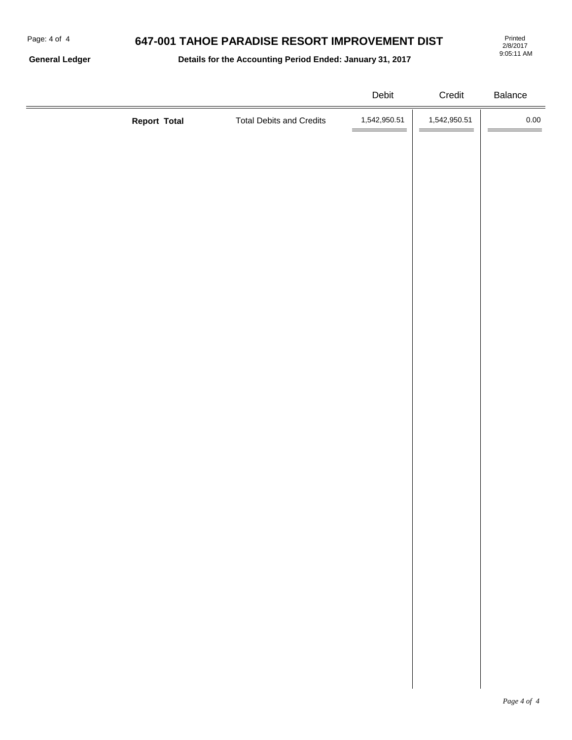# 647-001 TAHOE PARADISE RESORT IMPROVEMENT DIST

**General Ledger** **Details for the Accounting Period Ended: January 31, 2017**

Printed 2/8/2017 9:05:11 AM

| | | Debit | Credit | Balance |
|---|---|---|---|---|
| **Report Total** | Total Debits and Credits | 1,542,950.51 | 1,542,950.51 | 0.00 |